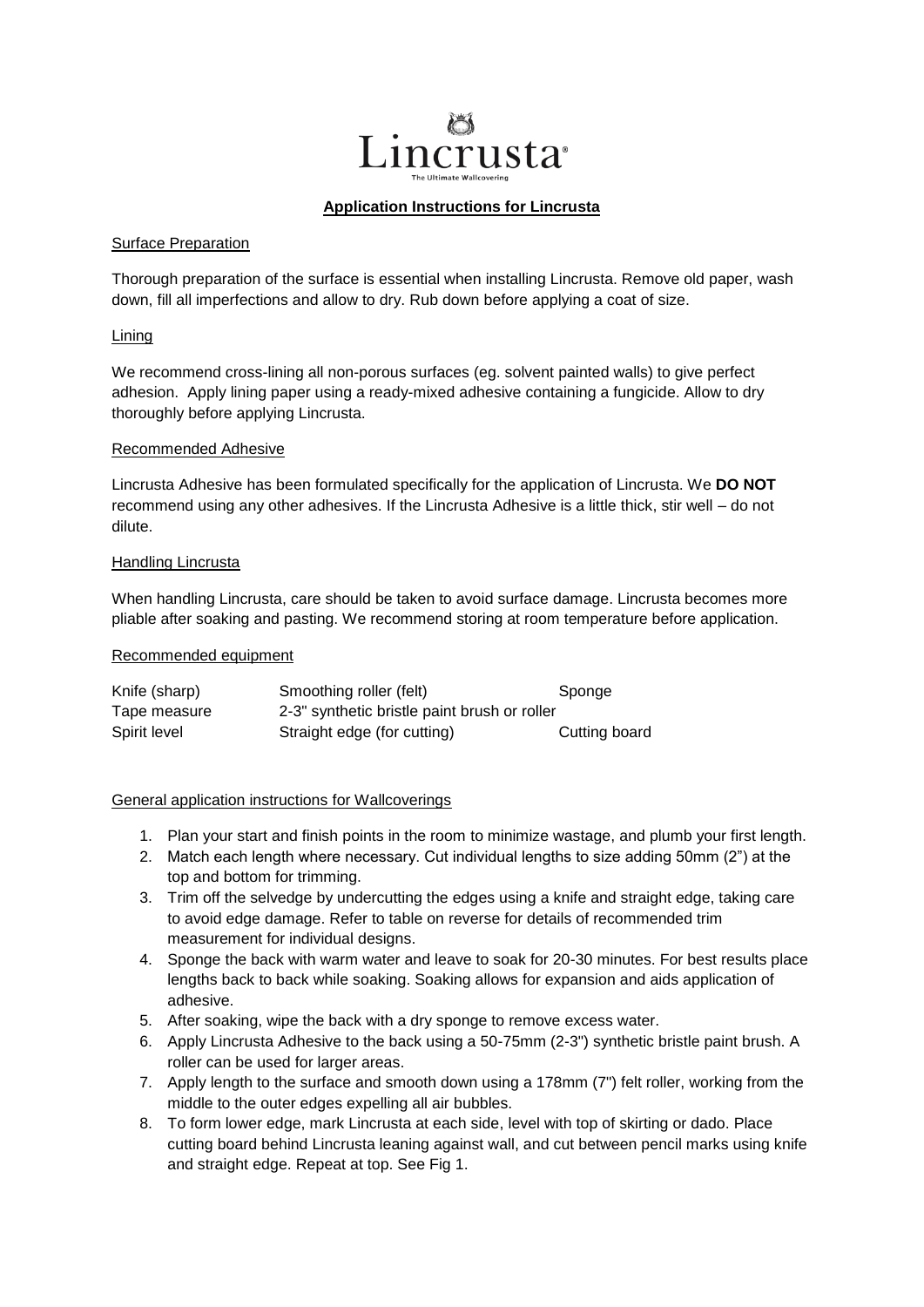# Lincrusta®

The Ultimate Wallcovering

## Application Instructions for Lincrusta

### Surface Preparation

Thorough preparation of the surface is essential when installing Lincrusta. Remove old paper, wash down, fill all imperfections and allow to dry. Rub down before applying a coat of size.

### Lining

We recommend cross-lining all non-porous surfaces (eg. solvent painted walls) to give perfect adhesion. Apply lining paper using a ready-mixed adhesive containing a fungicide. Allow to dry thoroughly before applying Lincrusta.

### Recommended Adhesive

Lincrusta Adhesive has been formulated specifically for the application of Lincrusta. We **DO NOT** recommend using any other adhesives. If the Lincrusta Adhesive is a little thick, stir well – do not dilute.

### Handling Lincrusta

When handling Lincrusta, care should be taken to avoid surface damage. Lincrusta becomes more pliable after soaking and pasting. We recommend storing at room temperature before application.

### Recommended equipment

| | | |
|---|---|---|
| Knife (sharp) | Smoothing roller (felt) | Sponge |
| Tape measure | 2-3" synthetic bristle paint brush or roller | |
| Spirit level | Straight edge (for cutting) | Cutting board |

### General application instructions for Wallcoverings

1. Plan your start and finish points in the room to minimize wastage, and plumb your first length.
2. Match each length where necessary. Cut individual lengths to size adding 50mm (2") at the top and bottom for trimming.
3. Trim off the selvedge by undercutting the edges using a knife and straight edge, taking care to avoid edge damage. Refer to table on reverse for details of recommended trim measurement for individual designs.
4. Sponge the back with warm water and leave to soak for 20-30 minutes. For best results place lengths back to back while soaking. Soaking allows for expansion and aids application of adhesive.
5. After soaking, wipe the back with a dry sponge to remove excess water.
6. Apply Lincrusta Adhesive to the back using a 50-75mm (2-3") synthetic bristle paint brush. A roller can be used for larger areas.
7. Apply length to the surface and smooth down using a 178mm (7") felt roller, working from the middle to the outer edges expelling all air bubbles.
8. To form lower edge, mark Lincrusta at each side, level with top of skirting or dado. Place cutting board behind Lincrusta leaning against wall, and cut between pencil marks using knife and straight edge. Repeat at top. See Fig 1.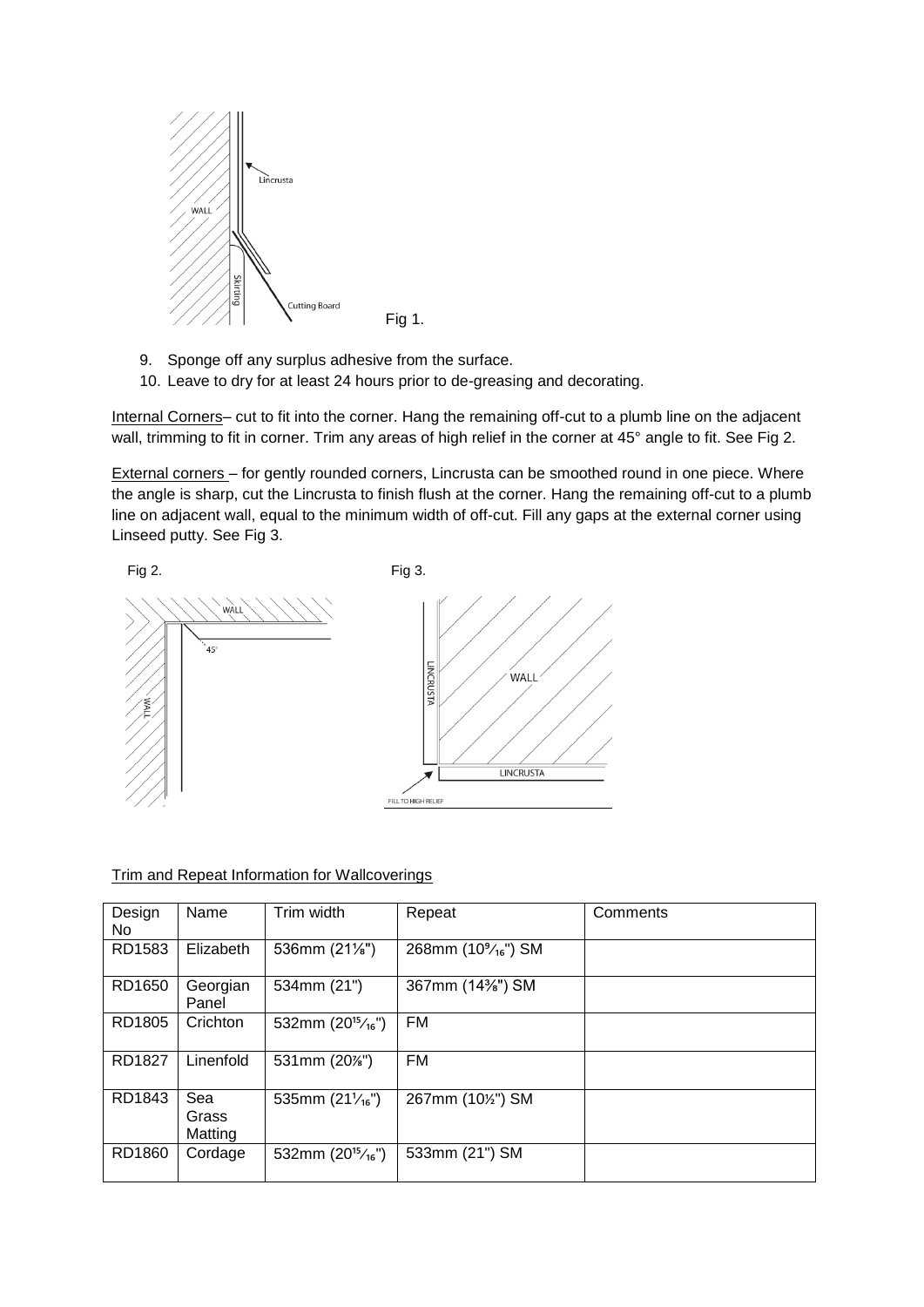Fig 1.

9. Sponge off any surplus adhesive from the surface.
10. Leave to dry for at least 24 hours prior to de-greasing and decorating.

Internal Corners– cut to fit into the corner. Hang the remaining off-cut to a plumb line on the adjacent wall, trimming to fit in corner. Trim any areas of high relief in the corner at 45° angle to fit. See Fig 2.

External corners – for gently rounded corners, Lincrusta can be smoothed round in one piece. Where the angle is sharp, cut the Lincrusta to finish flush at the corner. Hang the remaining off-cut to a plumb line on adjacent wall, equal to the minimum width of off-cut. Fill any gaps at the external corner using Linseed putty. See Fig 3.

Fig 2.

Fig 3.

Trim and Repeat Information for Wallcoverings

| Design No | Name | Trim width | Repeat | Comments |
|---|---|---|---|---|
| RD1583 | Elizabeth | 536mm (21⅛") | 268mm (10⁹⁄₁₆") SM | |
| RD1650 | Georgian Panel | 534mm (21") | 367mm (14⅜") SM | |
| RD1805 | Crichton | 532mm (20¹⁵⁄₁₆") | FM | |
| RD1827 | Linenfold | 531mm (20⅞") | FM | |
| RD1843 | Sea Grass Matting | 535mm (21¹⁄₁₆") | 267mm (10½") SM | |
| RD1860 | Cordage | 532mm (20¹⁵⁄₁₆") | 533mm (21") SM | |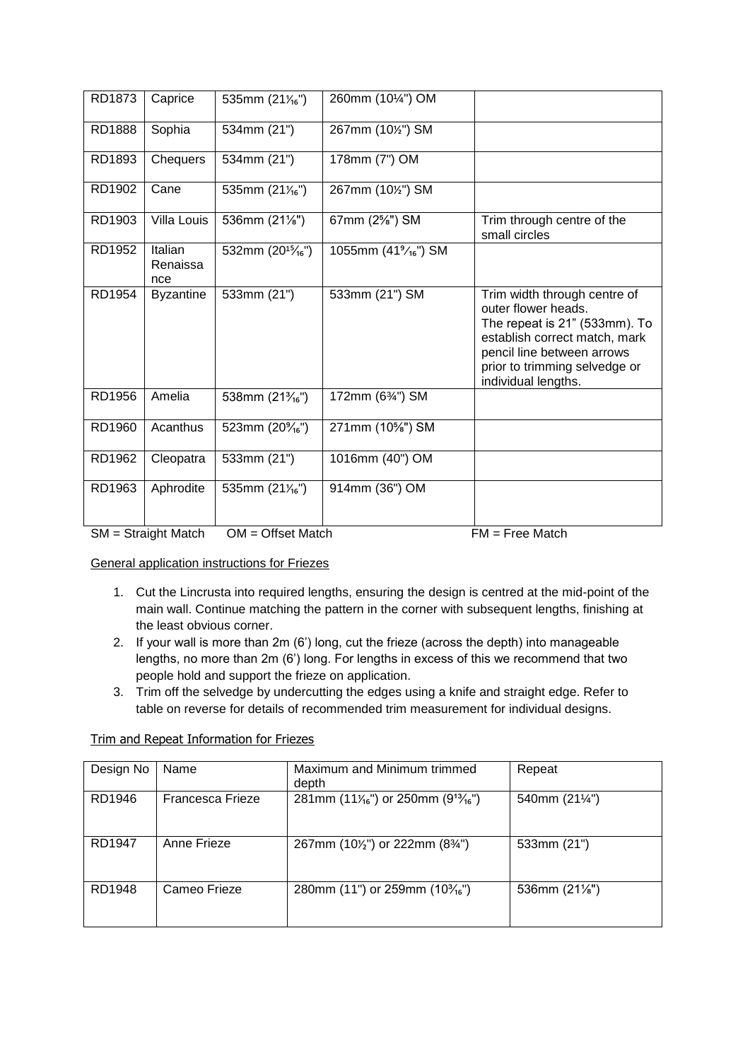| | | | | |
|---|---|---|---|---|
| RD1873 | Caprice | 535mm (21¹⁄₁₆") | 260mm (10¼") OM | |
| RD1888 | Sophia | 534mm (21") | 267mm (10½") SM | |
| RD1893 | Chequers | 534mm (21") | 178mm (7") OM | |
| RD1902 | Cane | 535mm (21¹⁄₁₆") | 267mm (10½") SM | |
| RD1903 | Villa Louis | 536mm (21⅛") | 67mm (2⅝") SM | Trim through centre of the small circles |
| RD1952 | Italian Renaissance | 532mm (20¹⁵⁄₁₆") | 1055mm (41⁹⁄₁₆") SM | |
| RD1954 | Byzantine | 533mm (21") | 533mm (21") SM | Trim width through centre of outer flower heads. The repeat is 21" (533mm). To establish correct match, mark pencil line between arrows prior to trimming selvedge or individual lengths. |
| RD1956 | Amelia | 538mm (21³⁄₁₆") | 172mm (6¾") SM | |
| RD1960 | Acanthus | 523mm (20⁹⁄₁₆") | 271mm (10⅝") SM | |
| RD1962 | Cleopatra | 533mm (21") | 1016mm (40") OM | |
| RD1963 | Aphrodite | 535mm (21¹⁄₁₆") | 914mm (36") OM | |

SM = Straight Match  OM = Offset Match  FM = Free Match

General application instructions for Friezes

1. Cut the Lincrusta into required lengths, ensuring the design is centred at the mid-point of the main wall. Continue matching the pattern in the corner with subsequent lengths, finishing at the least obvious corner.
2. If your wall is more than 2m (6') long, cut the frieze (across the depth) into manageable lengths, no more than 2m (6') long. For lengths in excess of this we recommend that two people hold and support the frieze on application.
3. Trim off the selvedge by undercutting the edges using a knife and straight edge. Refer to table on reverse for details of recommended trim measurement for individual designs.

Trim and Repeat Information for Friezes

| Design No | Name | Maximum and Minimum trimmed depth | Repeat |
|---|---|---|---|
| RD1946 | Francesca Frieze | 281mm (11¹⁄₁₆") or 250mm (9¹³⁄₁₆") | 540mm (21¼") |
| RD1947 | Anne Frieze | 267mm (10½") or 222mm (8¾") | 533mm (21") |
| RD1948 | Cameo Frieze | 280mm (11") or 259mm (10³⁄₁₆") | 536mm (21⅛") |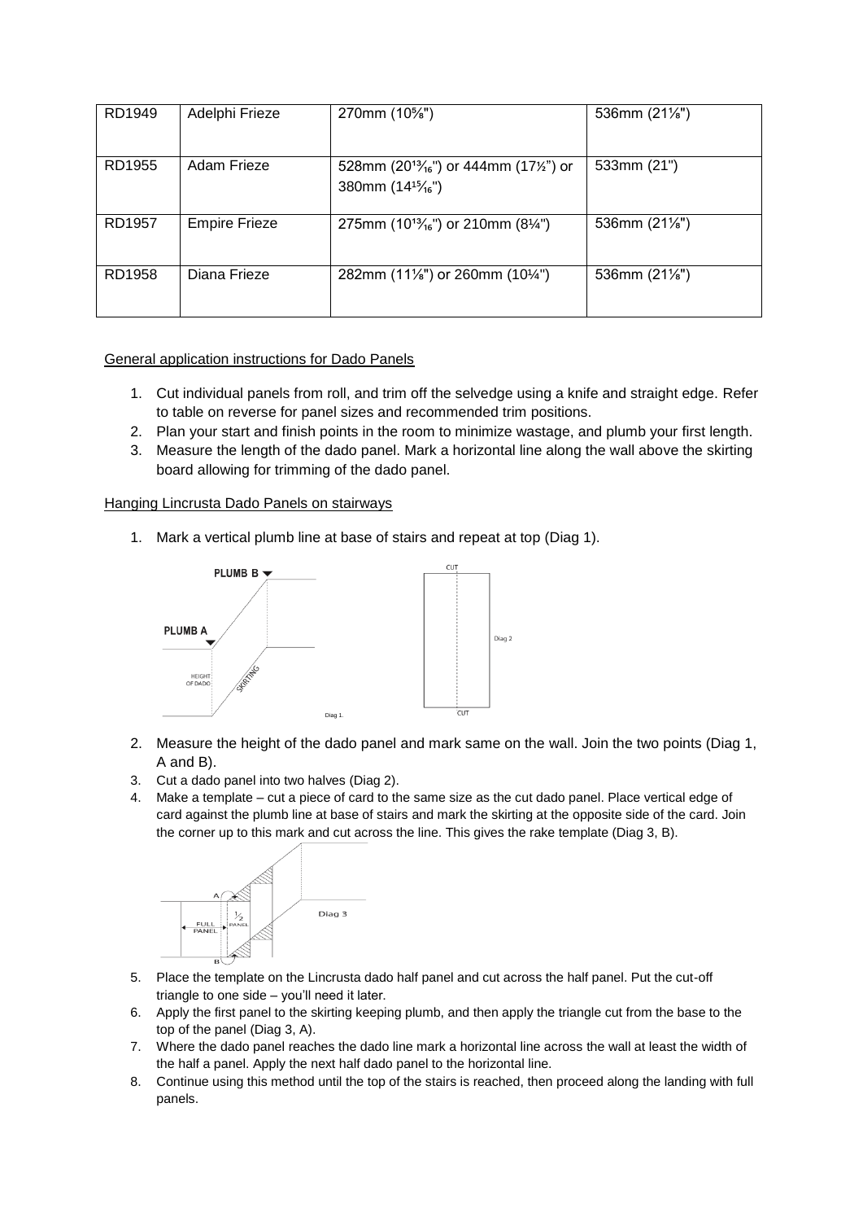| RD1949 | Adelphi Frieze | 270mm (10⅝") | 536mm (21⅛") |
|---|---|---|---|
| RD1955 | Adam Frieze | 528mm (20¹³⁄₁₆") or 444mm (17½") or 380mm (14¹⁵⁄₁₆") | 533mm (21") |
| RD1957 | Empire Frieze | 275mm (10¹³⁄₁₆") or 210mm (8¼") | 536mm (21⅛") |
| RD1958 | Diana Frieze | 282mm (11⅛") or 260mm (10¼") | 536mm (21⅛") |

General application instructions for Dado Panels

1. Cut individual panels from roll, and trim off the selvedge using a knife and straight edge. Refer to table on reverse for panel sizes and recommended trim positions.
2. Plan your start and finish points in the room to minimize wastage, and plumb your first length.
3. Measure the length of the dado panel. Mark a horizontal line along the wall above the skirting board allowing for trimming of the dado panel.

Hanging Lincrusta Dado Panels on stairways

1. Mark a vertical plumb line at base of stairs and repeat at top (Diag 1).

PLUMB B
PLUMB A
HEIGHT OF DADO
SKIRTING
Diag 1.

CUT
CUT
Diag 2

2. Measure the height of the dado panel and mark same on the wall. Join the two points (Diag 1, A and B).
3. Cut a dado panel into two halves (Diag 2).
4. Make a template – cut a piece of card to the same size as the cut dado panel. Place vertical edge of card against the plumb line at base of stairs and mark the skirting at the opposite side of the card. Join the corner up to this mark and cut across the line. This gives the rake template (Diag 3, B).

A
FULL PANEL
½ PANEL
B
Diag 3

5. Place the template on the Lincrusta dado half panel and cut across the half panel. Put the cut-off triangle to one side – you'll need it later.
6. Apply the first panel to the skirting keeping plumb, and then apply the triangle cut from the base to the top of the panel (Diag 3, A).
7. Where the dado panel reaches the dado line mark a horizontal line across the wall at least the width of the half a panel. Apply the next half dado panel to the horizontal line.
8. Continue using this method until the top of the stairs is reached, then proceed along the landing with full panels.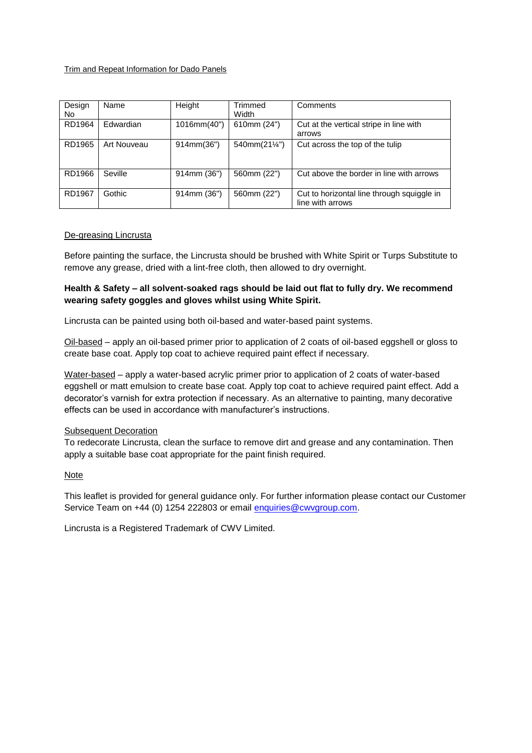Trim and Repeat Information for Dado Panels

| Design No | Name | Height | Trimmed Width | Comments |
|---|---|---|---|---|
| RD1964 | Edwardian | 1016mm(40") | 610mm (24") | Cut at the vertical stripe in line with arrows |
| RD1965 | Art Nouveau | 914mm(36") | 540mm(21¼") | Cut across the top of the tulip |
| RD1966 | Seville | 914mm (36") | 560mm (22") | Cut above the border in line with arrows |
| RD1967 | Gothic | 914mm (36") | 560mm (22") | Cut to horizontal line through squiggle in line with arrows |

De-greasing Lincrusta

Before painting the surface, the Lincrusta should be brushed with White Spirit or Turps Substitute to remove any grease, dried with a lint-free cloth, then allowed to dry overnight.

**Health & Safety – all solvent-soaked rags should be laid out flat to fully dry. We recommend wearing safety goggles and gloves whilst using White Spirit.**

Lincrusta can be painted using both oil-based and water-based paint systems.

Oil-based – apply an oil-based primer prior to application of 2 coats of oil-based eggshell or gloss to create base coat. Apply top coat to achieve required paint effect if necessary.

Water-based – apply a water-based acrylic primer prior to application of 2 coats of water-based eggshell or matt emulsion to create base coat. Apply top coat to achieve required paint effect. Add a decorator's varnish for extra protection if necessary. As an alternative to painting, many decorative effects can be used in accordance with manufacturer's instructions.

Subsequent Decoration

To redecorate Lincrusta, clean the surface to remove dirt and grease and any contamination. Then apply a suitable base coat appropriate for the paint finish required.

Note

This leaflet is provided for general guidance only. For further information please contact our Customer Service Team on +44 (0) 1254 222803 or email enquiries@cwvgroup.com.

Lincrusta is a Registered Trademark of CWV Limited.